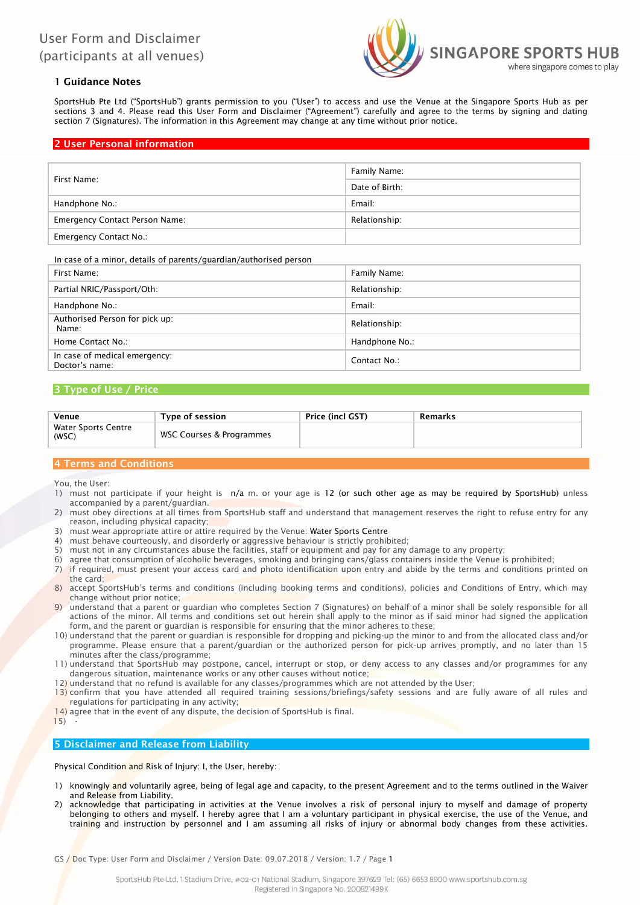# User Form and Disclaimer (participants at all venues)

SINGAPORE SPORTS HUB
where singapore comes to play

## 1 Guidance Notes

SportsHub Pte Ltd ("SportsHub") grants permission to you ("User") to access and use the Venue at the Singapore Sports Hub as per sections 3 and 4. Please read this User Form and Disclaimer ("Agreement") carefully and agree to the terms by signing and dating section 7 (Signatures). The information in this Agreement may change at any time without prior notice.

## 2 User Personal information

| | |
|---|---|
| First Name: | Family Name: |
| | Date of Birth: |
| Handphone No.: | Email: |
| Emergency Contact Person Name: | Relationship: |
| Emergency Contact No.: | |

In case of a minor, details of parents/guardian/authorised person

| | |
|---|---|
| First Name: | Family Name: |
| Partial NRIC/Passport/Oth: | Relationship: |
| Handphone No.: | Email: |
| Authorised Person for pick up: Name: | Relationship: |
| Home Contact No.: | Handphone No.: |
| In case of medical emergency: Doctor's name: | Contact No.: |

## 3 Type of Use / Price

| Venue | Type of session | Price (incl GST) | Remarks |
|---|---|---|---|
| Water Sports Centre (WSC) | WSC Courses & Programmes | | |

## 4 Terms and Conditions

You, the User:

1) must not participate if your height is n/a m. or your age is 12 (or such other age as may be required by SportsHub) unless accompanied by a parent/guardian.
2) must obey directions at all times from SportsHub staff and understand that management reserves the right to refuse entry for any reason, including physical capacity;
3) must wear appropriate attire or attire required by the Venue: Water Sports Centre
4) must behave courteously, and disorderly or aggressive behaviour is strictly prohibited;
5) must not in any circumstances abuse the facilities, staff or equipment and pay for any damage to any property;
6) agree that consumption of alcoholic beverages, smoking and bringing cans/glass containers inside the Venue is prohibited;
7) if required, must present your access card and photo identification upon entry and abide by the terms and conditions printed on the card;
8) accept SportsHub's terms and conditions (including booking terms and conditions), policies and Conditions of Entry, which may change without prior notice;
9) understand that a parent or guardian who completes Section 7 (Signatures) on behalf of a minor shall be solely responsible for all actions of the minor. All terms and conditions set out herein shall apply to the minor as if said minor had signed the application form, and the parent or guardian is responsible for ensuring that the minor adheres to these;
10) understand that the parent or guardian is responsible for dropping and picking-up the minor to and from the allocated class and/or programme. Please ensure that a parent/guardian or the authorized person for pick-up arrives promptly, and no later than 15 minutes after the class/programme;
11) understand that SportsHub may postpone, cancel, interrupt or stop, or deny access to any classes and/or programmes for any dangerous situation, maintenance works or any other causes without notice;
12) understand that no refund is available for any classes/programmes which are not attended by the User;
13) confirm that you have attended all required training sessions/briefings/safety sessions and are fully aware of all rules and regulations for participating in any activity;
14) agree that in the event of any dispute, the decision of SportsHub is final.
15) -

## 5 Disclaimer and Release from Liability

Physical Condition and Risk of Injury: I, the User, hereby:

1) knowingly and voluntarily agree, being of legal age and capacity, to the present Agreement and to the terms outlined in the Waiver and Release from Liability.
2) acknowledge that participating in activities at the Venue involves a risk of personal injury to myself and damage of property belonging to others and myself. I hereby agree that I am a voluntary participant in physical exercise, the use of the Venue, and training and instruction by personnel and I am assuming all risks of injury or abnormal body changes from these activities.

GS / Doc Type: User Form and Disclaimer / Version Date: 09.07.2018 / Version: 1.7 / Page 1

SportsHub Pte Ltd, 1 Stadium Drive, #02-01 National Stadium, Singapore 397629 Tel: (65) 6653 8900 www.sportshub.com.sg
Registered in Singapore No. 200821499K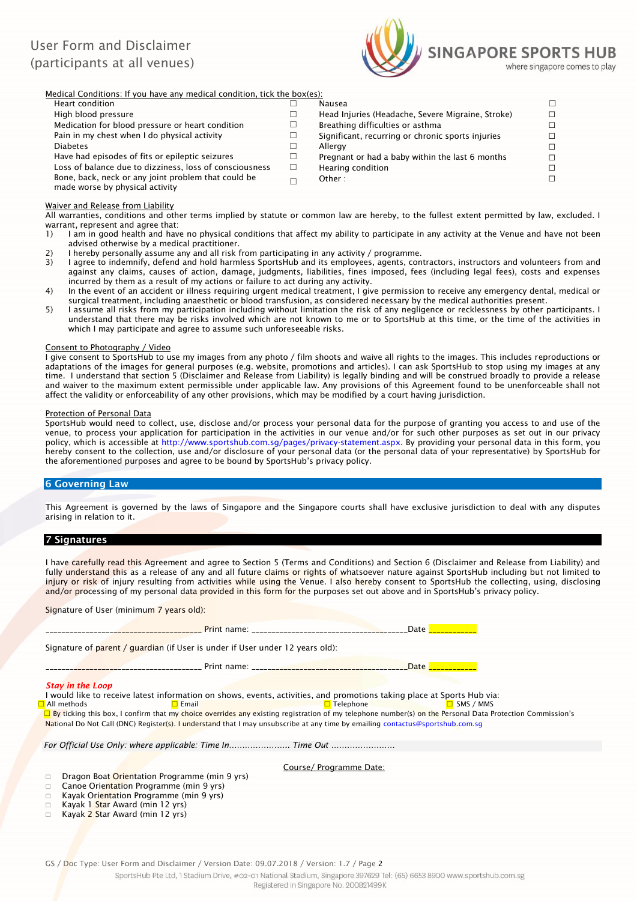# User Form and Disclaimer (participants at all venues)

Medical Conditions: If you have any medical condition, tick the box(es):

| | | | |
|---|---|---|---|
| Heart condition | ☐ | Nausea | ☐ |
| High blood pressure | ☐ | Head Injuries (Headache, Severe Migraine, Stroke) | ☐ |
| Medication for blood pressure or heart condition | ☐ | Breathing difficulties or asthma | ☐ |
| Pain in my chest when I do physical activity | ☐ | Significant, recurring or chronic sports injuries | ☐ |
| Diabetes | ☐ | Allergy | ☐ |
| Have had episodes of fits or epileptic seizures | ☐ | Pregnant or had a baby within the last 6 months | ☐ |
| Loss of balance due to dizziness, loss of consciousness | ☐ | Hearing condition | ☐ |
| Bone, back, neck or any joint problem that could be made worse by physical activity | ☐ | Other : | ☐ |

Waiver and Release from Liability

All warranties, conditions and other terms implied by statute or common law are hereby, to the fullest extent permitted by law, excluded. I warrant, represent and agree that:

1) I am in good health and have no physical conditions that affect my ability to participate in any activity at the Venue and have not been advised otherwise by a medical practitioner.
2) I hereby personally assume any and all risk from participating in any activity / programme.
3) I agree to indemnify, defend and hold harmless SportsHub and its employees, agents, contractors, instructors and volunteers from and against any claims, causes of action, damage, judgments, liabilities, fines imposed, fees (including legal fees), costs and expenses incurred by them as a result of my actions or failure to act during any activity.
4) In the event of an accident or illness requiring urgent medical treatment, I give permission to receive any emergency dental, medical or surgical treatment, including anaesthetic or blood transfusion, as considered necessary by the medical authorities present.
5) I assume all risks from my participation including without limitation the risk of any negligence or recklessness by other participants. I understand that there may be risks involved which are not known to me or to SportsHub at this time, or the time of the activities in which I may participate and agree to assume such unforeseeable risks.

Consent to Photography / Video

I give consent to SportsHub to use my images from any photo / film shoots and waive all rights to the images. This includes reproductions or adaptations of the images for general purposes (e.g. website, promotions and articles). I can ask SportsHub to stop using my images at any time. I understand that section 5 (Disclaimer and Release from Liability) is legally binding and will be construed broadly to provide a release and waiver to the maximum extent permissible under applicable law. Any provisions of this Agreement found to be unenforceable shall not affect the validity or enforceability of any other provisions, which may be modified by a court having jurisdiction.

Protection of Personal Data

SportsHub would need to collect, use, disclose and/or process your personal data for the purpose of granting you access to and use of the venue, to process your application for participation in the activities in our venue and/or for such other purposes as set out in our privacy policy, which is accessible at http://www.sportshub.com.sg/pages/privacy-statement.aspx. By providing your personal data in this form, you hereby consent to the collection, use and/or disclosure of your personal data (or the personal data of your representative) by SportsHub for the aforementioned purposes and agree to be bound by SportsHub's privacy policy.

## 6 Governing Law

This Agreement is governed by the laws of Singapore and the Singapore courts shall have exclusive jurisdiction to deal with any disputes arising in relation to it.

## 7 Signatures

I have carefully read this Agreement and agree to Section 5 (Terms and Conditions) and Section 6 (Disclaimer and Release from Liability) and fully understand this as a release of any and all future claims or rights of whatsoever nature against SportsHub including but not limited to injury or risk of injury resulting from activities while using the Venue. I also hereby consent to SportsHub the collecting, using, disclosing and/or processing of my personal data provided in this form for the purposes set out above and in SportsHub's privacy policy.

Signature of User (minimum 7 years old):

_______________________________________ Print name: _______________________________________Date ___________

Signature of parent / guardian (if User is under if User under 12 years old):

_______________________________________ Print name: _______________________________________Date ___________

***Stay in the Loop***

I would like to receive latest information on shows, events, activities, and promotions taking place at Sports Hub via:

☐ All methods ☐ Email ☐ Telephone ☐ SMS / MMS

☐ By ticking this box, I confirm that my choice overrides any existing registration of my telephone number(s) on the Personal Data Protection Commission's National Do Not Call (DNC) Register(s). I understand that I may unsubscribe at any time by emailing contactus@sportshub.com.sg

*For Official Use Only: where applicable: Time In....................... Time Out ........................*

Course/ Programme Date:

- ☐ Dragon Boat Orientation Programme (min 9 yrs)
- ☐ Canoe Orientation Programme (min 9 yrs)
- ☐ Kayak Orientation Programme (min 9 yrs)
- ☐ Kayak 1 Star Award (min 12 yrs)
- ☐ Kayak 2 Star Award (min 12 yrs)

GS / Doc Type: User Form and Disclaimer / Version Date: 09.07.2018 / Version: 1.7 / Page 2

SportsHub Pte Ltd, 1 Stadium Drive, #02-01 National Stadium, Singapore 397629 Tel: (65) 6653 8900 www.sportshub.com.sg
Registered in Singapore No. 200821499K